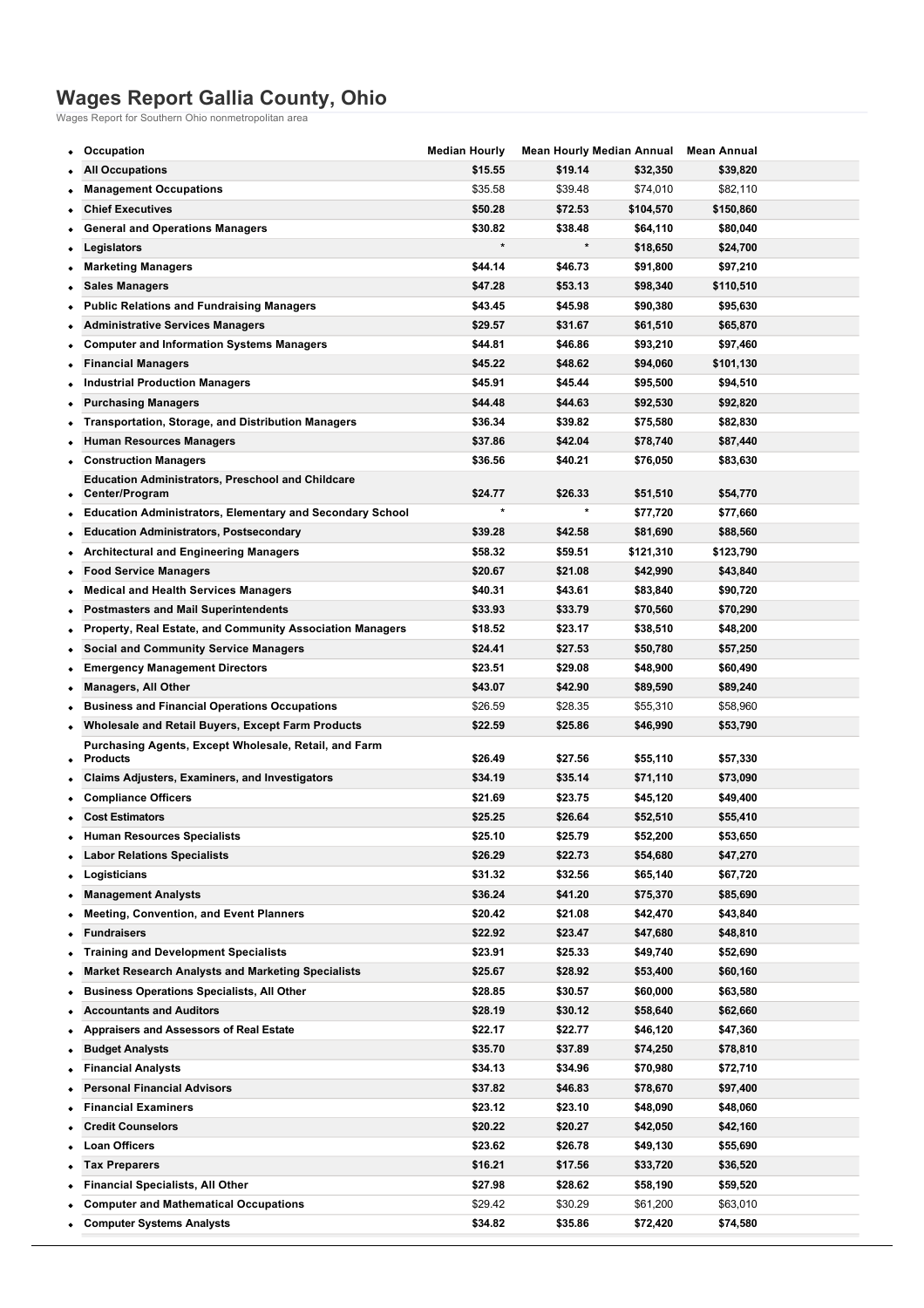# Wages Report Gallia County, Ohio

Wages Report for Southern Ohio nonmetropolitan area

| Occupation | Median Hourly | Mean Hourly | Median Annual | Mean Annual |
|---|---|---|---|---|
| **All Occupations** | **$15.55** | **$19.14** | **$32,350** | **$39,820** |
| **Management Occupations** | $35.58 | $39.48 | $74,010 | $82,110 |
| **Chief Executives** | **$50.28** | **$72.53** | **$104,570** | **$150,860** |
| **General and Operations Managers** | **$30.82** | **$38.48** | **$64,110** | **$80,040** |
| **Legislators** | * | * | **$18,650** | **$24,700** |
| **Marketing Managers** | **$44.14** | **$46.73** | **$91,800** | **$97,210** |
| **Sales Managers** | **$47.28** | **$53.13** | **$98,340** | **$110,510** |
| **Public Relations and Fundraising Managers** | **$43.45** | **$45.98** | **$90,380** | **$95,630** |
| **Administrative Services Managers** | **$29.57** | **$31.67** | **$61,510** | **$65,870** |
| **Computer and Information Systems Managers** | **$44.81** | **$46.86** | **$93,210** | **$97,460** |
| **Financial Managers** | **$45.22** | **$48.62** | **$94,060** | **$101,130** |
| **Industrial Production Managers** | **$45.91** | **$45.44** | **$95,500** | **$94,510** |
| **Purchasing Managers** | **$44.48** | **$44.63** | **$92,530** | **$92,820** |
| **Transportation, Storage, and Distribution Managers** | **$36.34** | **$39.82** | **$75,580** | **$82,830** |
| **Human Resources Managers** | **$37.86** | **$42.04** | **$78,740** | **$87,440** |
| **Construction Managers** | **$36.56** | **$40.21** | **$76,050** | **$83,630** |
| **Education Administrators, Preschool and Childcare Center/Program** | **$24.77** | **$26.33** | **$51,510** | **$54,770** |
| **Education Administrators, Elementary and Secondary School** | * | * | **$77,720** | **$77,660** |
| **Education Administrators, Postsecondary** | **$39.28** | **$42.58** | **$81,690** | **$88,560** |
| **Architectural and Engineering Managers** | **$58.32** | **$59.51** | **$121,310** | **$123,790** |
| **Food Service Managers** | **$20.67** | **$21.08** | **$42,990** | **$43,840** |
| **Medical and Health Services Managers** | **$40.31** | **$43.61** | **$83,840** | **$90,720** |
| **Postmasters and Mail Superintendents** | **$33.93** | **$33.79** | **$70,560** | **$70,290** |
| **Property, Real Estate, and Community Association Managers** | **$18.52** | **$23.17** | **$38,510** | **$48,200** |
| **Social and Community Service Managers** | **$24.41** | **$27.53** | **$50,780** | **$57,250** |
| **Emergency Management Directors** | **$23.51** | **$29.08** | **$48,900** | **$60,490** |
| **Managers, All Other** | **$43.07** | **$42.90** | **$89,590** | **$89,240** |
| **Business and Financial Operations Occupations** | $26.59 | $28.35 | $55,310 | $58,960 |
| **Wholesale and Retail Buyers, Except Farm Products** | **$22.59** | **$25.86** | **$46,990** | **$53,790** |
| **Purchasing Agents, Except Wholesale, Retail, and Farm Products** | **$26.49** | **$27.56** | **$55,110** | **$57,330** |
| **Claims Adjusters, Examiners, and Investigators** | **$34.19** | **$35.14** | **$71,110** | **$73,090** |
| **Compliance Officers** | **$21.69** | **$23.75** | **$45,120** | **$49,400** |
| **Cost Estimators** | **$25.25** | **$26.64** | **$52,510** | **$55,410** |
| **Human Resources Specialists** | **$25.10** | **$25.79** | **$52,200** | **$53,650** |
| **Labor Relations Specialists** | **$26.29** | **$22.73** | **$54,680** | **$47,270** |
| **Logisticians** | **$31.32** | **$32.56** | **$65,140** | **$67,720** |
| **Management Analysts** | **$36.24** | **$41.20** | **$75,370** | **$85,690** |
| **Meeting, Convention, and Event Planners** | **$20.42** | **$21.08** | **$42,470** | **$43,840** |
| **Fundraisers** | **$22.92** | **$23.47** | **$47,680** | **$48,810** |
| **Training and Development Specialists** | **$23.91** | **$25.33** | **$49,740** | **$52,690** |
| **Market Research Analysts and Marketing Specialists** | **$25.67** | **$28.92** | **$53,400** | **$60,160** |
| **Business Operations Specialists, All Other** | **$28.85** | **$30.57** | **$60,000** | **$63,580** |
| **Accountants and Auditors** | **$28.19** | **$30.12** | **$58,640** | **$62,660** |
| **Appraisers and Assessors of Real Estate** | **$22.17** | **$22.77** | **$46,120** | **$47,360** |
| **Budget Analysts** | **$35.70** | **$37.89** | **$74,250** | **$78,810** |
| **Financial Analysts** | **$34.13** | **$34.96** | **$70,980** | **$72,710** |
| **Personal Financial Advisors** | **$37.82** | **$46.83** | **$78,670** | **$97,400** |
| **Financial Examiners** | **$23.12** | **$23.10** | **$48,090** | **$48,060** |
| **Credit Counselors** | **$20.22** | **$20.27** | **$42,050** | **$42,160** |
| **Loan Officers** | **$23.62** | **$26.78** | **$49,130** | **$55,690** |
| **Tax Preparers** | **$16.21** | **$17.56** | **$33,720** | **$36,520** |
| **Financial Specialists, All Other** | **$27.98** | **$28.62** | **$58,190** | **$59,520** |
| **Computer and Mathematical Occupations** | $29.42 | $30.29 | $61,200 | $63,010 |
| **Computer Systems Analysts** | **$34.82** | **$35.86** | **$72,420** | **$74,580** |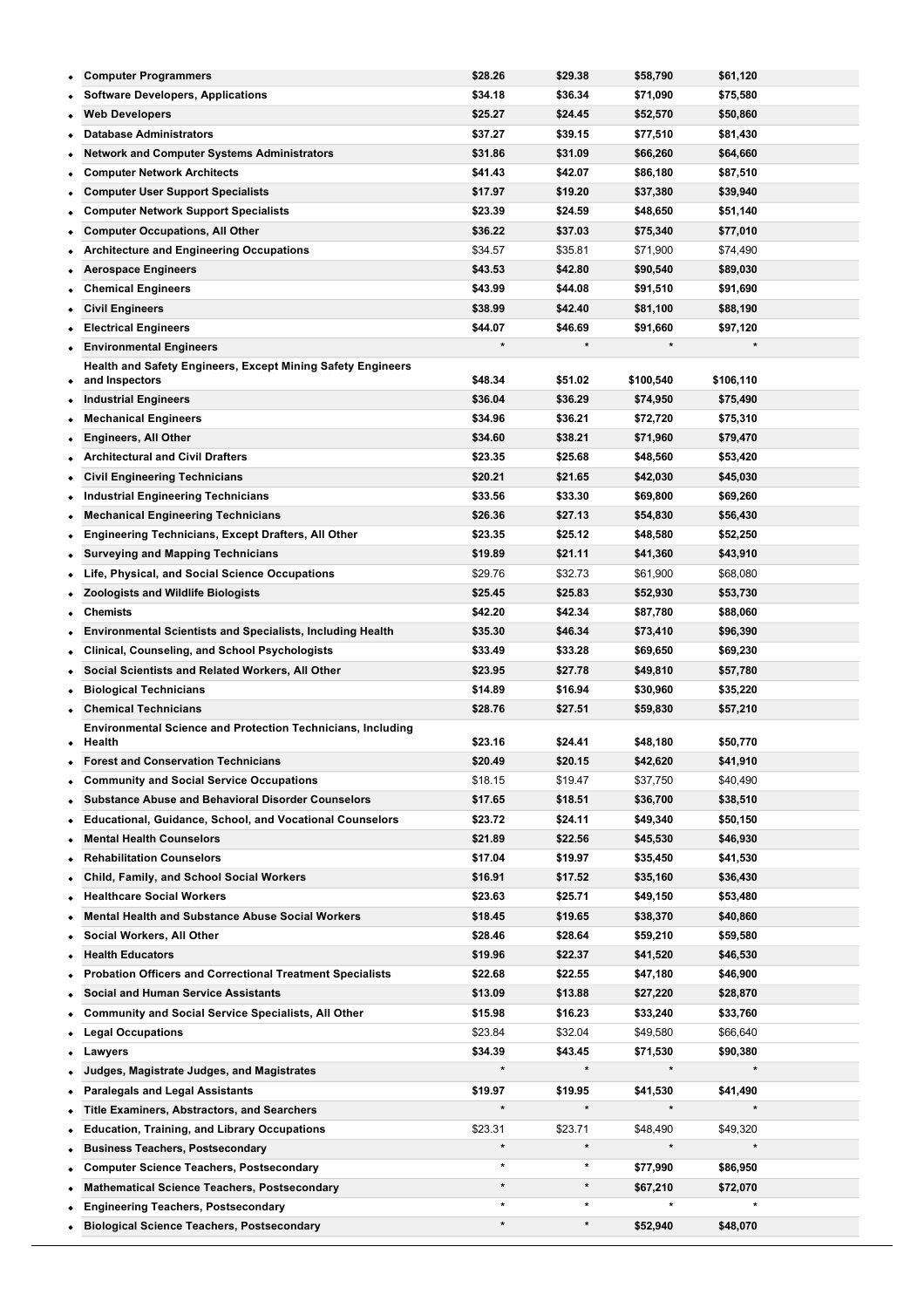| Occupation | | | | |
|---|---|---|---|---|
| **Computer Programmers** | **$28.26** | **$29.38** | **$58,790** | **$61,120** |
| **Software Developers, Applications** | **$34.18** | **$36.34** | **$71,090** | **$75,580** |
| **Web Developers** | **$25.27** | **$24.45** | **$52,570** | **$50,860** |
| **Database Administrators** | **$37.27** | **$39.15** | **$77,510** | **$81,430** |
| **Network and Computer Systems Administrators** | **$31.86** | **$31.09** | **$66,260** | **$64,660** |
| **Computer Network Architects** | **$41.43** | **$42.07** | **$86,180** | **$87,510** |
| **Computer User Support Specialists** | **$17.97** | **$19.20** | **$37,380** | **$39,940** |
| **Computer Network Support Specialists** | **$23.39** | **$24.59** | **$48,650** | **$51,140** |
| **Computer Occupations, All Other** | **$36.22** | **$37.03** | **$75,340** | **$77,010** |
| **Architecture and Engineering Occupations** | $34.57 | $35.81 | $71,900 | $74,490 |
| **Aerospace Engineers** | **$43.53** | **$42.80** | **$90,540** | **$89,030** |
| **Chemical Engineers** | **$43.99** | **$44.08** | **$91,510** | **$91,690** |
| **Civil Engineers** | **$38.99** | **$42.40** | **$81,100** | **$88,190** |
| **Electrical Engineers** | **$44.07** | **$46.69** | **$91,660** | **$97,120** |
| **Environmental Engineers** | * | * | * | * |
| **Health and Safety Engineers, Except Mining Safety Engineers and Inspectors** | **$48.34** | **$51.02** | **$100,540** | **$106,110** |
| **Industrial Engineers** | **$36.04** | **$36.29** | **$74,950** | **$75,490** |
| **Mechanical Engineers** | **$34.96** | **$36.21** | **$72,720** | **$75,310** |
| **Engineers, All Other** | **$34.60** | **$38.21** | **$71,960** | **$79,470** |
| **Architectural and Civil Drafters** | **$23.35** | **$25.68** | **$48,560** | **$53,420** |
| **Civil Engineering Technicians** | **$20.21** | **$21.65** | **$42,030** | **$45,030** |
| **Industrial Engineering Technicians** | **$33.56** | **$33.30** | **$69,800** | **$69,260** |
| **Mechanical Engineering Technicians** | **$26.36** | **$27.13** | **$54,830** | **$56,430** |
| **Engineering Technicians, Except Drafters, All Other** | **$23.35** | **$25.12** | **$48,580** | **$52,250** |
| **Surveying and Mapping Technicians** | **$19.89** | **$21.11** | **$41,360** | **$43,910** |
| **Life, Physical, and Social Science Occupations** | $29.76 | $32.73 | $61,900 | $68,080 |
| **Zoologists and Wildlife Biologists** | **$25.45** | **$25.83** | **$52,930** | **$53,730** |
| **Chemists** | **$42.20** | **$42.34** | **$87,780** | **$88,060** |
| **Environmental Scientists and Specialists, Including Health** | **$35.30** | **$46.34** | **$73,410** | **$96,390** |
| **Clinical, Counseling, and School Psychologists** | **$33.49** | **$33.28** | **$69,650** | **$69,230** |
| **Social Scientists and Related Workers, All Other** | **$23.95** | **$27.78** | **$49,810** | **$57,780** |
| **Biological Technicians** | **$14.89** | **$16.94** | **$30,960** | **$35,220** |
| **Chemical Technicians** | **$28.76** | **$27.51** | **$59,830** | **$57,210** |
| **Environmental Science and Protection Technicians, Including Health** | **$23.16** | **$24.41** | **$48,180** | **$50,770** |
| **Forest and Conservation Technicians** | **$20.49** | **$20.15** | **$42,620** | **$41,910** |
| **Community and Social Service Occupations** | $18.15 | $19.47 | $37,750 | $40,490 |
| **Substance Abuse and Behavioral Disorder Counselors** | **$17.65** | **$18.51** | **$36,700** | **$38,510** |
| **Educational, Guidance, School, and Vocational Counselors** | **$23.72** | **$24.11** | **$49,340** | **$50,150** |
| **Mental Health Counselors** | **$21.89** | **$22.56** | **$45,530** | **$46,930** |
| **Rehabilitation Counselors** | **$17.04** | **$19.97** | **$35,450** | **$41,530** |
| **Child, Family, and School Social Workers** | **$16.91** | **$17.52** | **$35,160** | **$36,430** |
| **Healthcare Social Workers** | **$23.63** | **$25.71** | **$49,150** | **$53,480** |
| **Mental Health and Substance Abuse Social Workers** | **$18.45** | **$19.65** | **$38,370** | **$40,860** |
| **Social Workers, All Other** | **$28.46** | **$28.64** | **$59,210** | **$59,580** |
| **Health Educators** | **$19.96** | **$22.37** | **$41,520** | **$46,530** |
| **Probation Officers and Correctional Treatment Specialists** | **$22.68** | **$22.55** | **$47,180** | **$46,900** |
| **Social and Human Service Assistants** | **$13.09** | **$13.88** | **$27,220** | **$28,870** |
| **Community and Social Service Specialists, All Other** | **$15.98** | **$16.23** | **$33,240** | **$33,760** |
| **Legal Occupations** | $23.84 | $32.04 | $49,580 | $66,640 |
| **Lawyers** | **$34.39** | **$43.45** | **$71,530** | **$90,380** |
| **Judges, Magistrate Judges, and Magistrates** | * | * | * | * |
| **Paralegals and Legal Assistants** | **$19.97** | **$19.95** | **$41,530** | **$41,490** |
| **Title Examiners, Abstractors, and Searchers** | * | * | * | * |
| **Education, Training, and Library Occupations** | $23.31 | $23.71 | $48,490 | $49,320 |
| **Business Teachers, Postsecondary** | * | * | * | * |
| **Computer Science Teachers, Postsecondary** | * | * | **$77,990** | **$86,950** |
| **Mathematical Science Teachers, Postsecondary** | * | * | **$67,210** | **$72,070** |
| **Engineering Teachers, Postsecondary** | * | * | * | * |
| **Biological Science Teachers, Postsecondary** | * | * | **$52,940** | **$48,070** |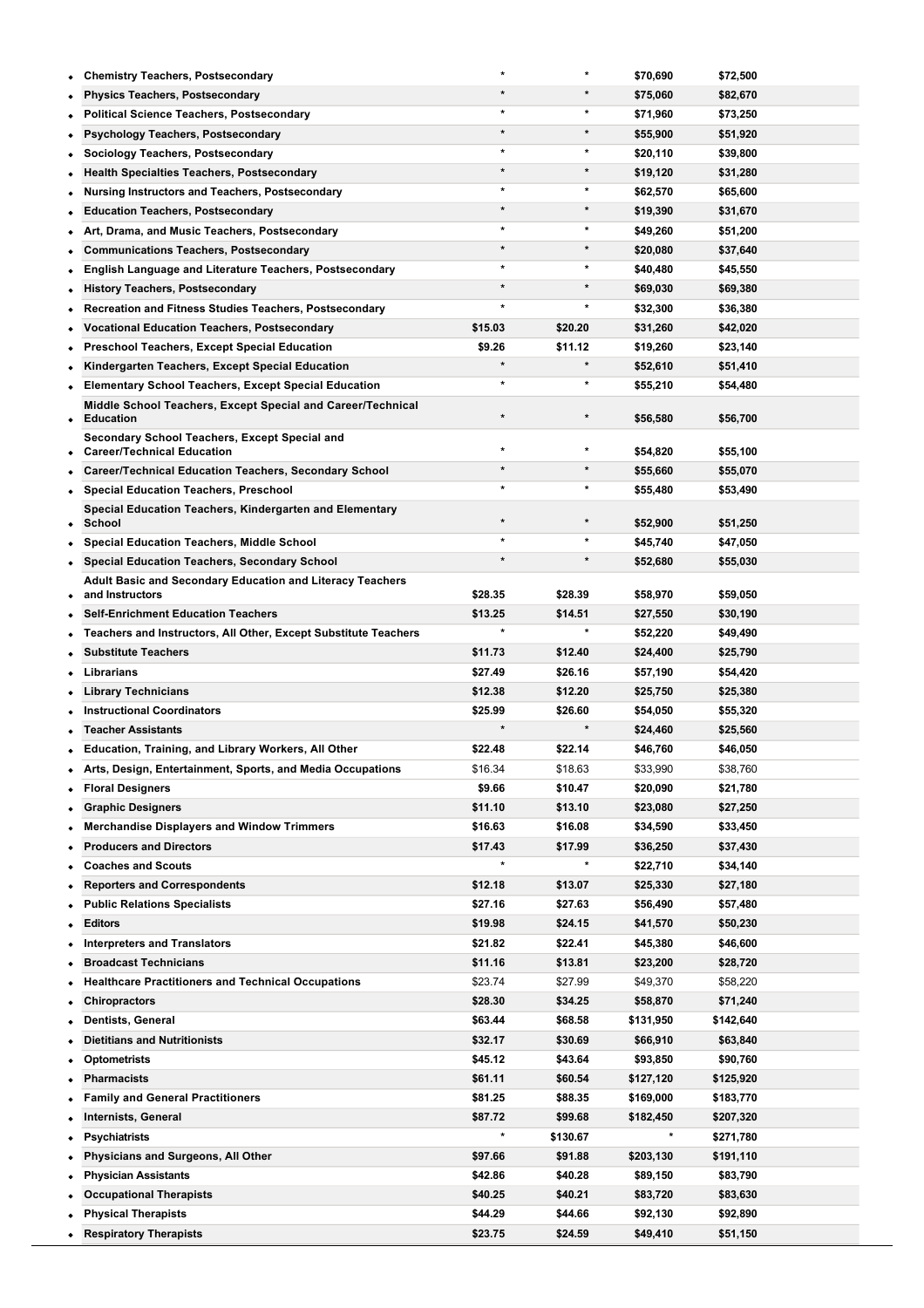| Occupation | | | | |
|---|---|---|---|---|
| Chemistry Teachers, Postsecondary | * | * | $70,690 | $72,500 |
| Physics Teachers, Postsecondary | * | * | $75,060 | $82,670 |
| Political Science Teachers, Postsecondary | * | * | $71,960 | $73,250 |
| Psychology Teachers, Postsecondary | * | * | $55,900 | $51,920 |
| Sociology Teachers, Postsecondary | * | * | $20,110 | $39,800 |
| Health Specialties Teachers, Postsecondary | * | * | $19,120 | $31,280 |
| Nursing Instructors and Teachers, Postsecondary | * | * | $62,570 | $65,600 |
| Education Teachers, Postsecondary | * | * | $19,390 | $31,670 |
| Art, Drama, and Music Teachers, Postsecondary | * | * | $49,260 | $51,200 |
| Communications Teachers, Postsecondary | * | * | $20,080 | $37,640 |
| English Language and Literature Teachers, Postsecondary | * | * | $40,480 | $45,550 |
| History Teachers, Postsecondary | * | * | $69,030 | $69,380 |
| Recreation and Fitness Studies Teachers, Postsecondary | * | * | $32,300 | $36,380 |
| Vocational Education Teachers, Postsecondary | $15.03 | $20.20 | $31,260 | $42,020 |
| Preschool Teachers, Except Special Education | $9.26 | $11.12 | $19,260 | $23,140 |
| Kindergarten Teachers, Except Special Education | * | * | $52,610 | $51,410 |
| Elementary School Teachers, Except Special Education | * | * | $55,210 | $54,480 |
| Middle School Teachers, Except Special and Career/Technical Education | * | * | $56,580 | $56,700 |
| Secondary School Teachers, Except Special and Career/Technical Education | * | * | $54,820 | $55,100 |
| Career/Technical Education Teachers, Secondary School | * | * | $55,660 | $55,070 |
| Special Education Teachers, Preschool | * | * | $55,480 | $53,490 |
| Special Education Teachers, Kindergarten and Elementary School | * | * | $52,900 | $51,250 |
| Special Education Teachers, Middle School | * | * | $45,740 | $47,050 |
| Special Education Teachers, Secondary School | * | * | $52,680 | $55,030 |
| Adult Basic and Secondary Education and Literacy Teachers and Instructors | $28.35 | $28.39 | $58,970 | $59,050 |
| Self-Enrichment Education Teachers | $13.25 | $14.51 | $27,550 | $30,190 |
| Teachers and Instructors, All Other, Except Substitute Teachers | * | * | $52,220 | $49,490 |
| Substitute Teachers | $11.73 | $12.40 | $24,400 | $25,790 |
| Librarians | $27.49 | $26.16 | $57,190 | $54,420 |
| Library Technicians | $12.38 | $12.20 | $25,750 | $25,380 |
| Instructional Coordinators | $25.99 | $26.60 | $54,050 | $55,320 |
| Teacher Assistants | * | * | $24,460 | $25,560 |
| Education, Training, and Library Workers, All Other | $22.48 | $22.14 | $46,760 | $46,050 |
| Arts, Design, Entertainment, Sports, and Media Occupations | $16.34 | $18.63 | $33,990 | $38,760 |
| Floral Designers | $9.66 | $10.47 | $20,090 | $21,780 |
| Graphic Designers | $11.10 | $13.10 | $23,080 | $27,250 |
| Merchandise Displayers and Window Trimmers | $16.63 | $16.08 | $34,590 | $33,450 |
| Producers and Directors | $17.43 | $17.99 | $36,250 | $37,430 |
| Coaches and Scouts | * | * | $22,710 | $34,140 |
| Reporters and Correspondents | $12.18 | $13.07 | $25,330 | $27,180 |
| Public Relations Specialists | $27.16 | $27.63 | $56,490 | $57,480 |
| Editors | $19.98 | $24.15 | $41,570 | $50,230 |
| Interpreters and Translators | $21.82 | $22.41 | $45,380 | $46,600 |
| Broadcast Technicians | $11.16 | $13.81 | $23,200 | $28,720 |
| Healthcare Practitioners and Technical Occupations | $23.74 | $27.99 | $49,370 | $58,220 |
| Chiropractors | $28.30 | $34.25 | $58,870 | $71,240 |
| Dentists, General | $63.44 | $68.58 | $131,950 | $142,640 |
| Dietitians and Nutritionists | $32.17 | $30.69 | $66,910 | $63,840 |
| Optometrists | $45.12 | $43.64 | $93,850 | $90,760 |
| Pharmacists | $61.11 | $60.54 | $127,120 | $125,920 |
| Family and General Practitioners | $81.25 | $88.35 | $169,000 | $183,770 |
| Internists, General | $87.72 | $99.68 | $182,450 | $207,320 |
| Psychiatrists | * | $130.67 | * | $271,780 |
| Physicians and Surgeons, All Other | $97.66 | $91.88 | $203,130 | $191,110 |
| Physician Assistants | $42.86 | $40.28 | $89,150 | $83,790 |
| Occupational Therapists | $40.25 | $40.21 | $83,720 | $83,630 |
| Physical Therapists | $44.29 | $44.66 | $92,130 | $92,890 |
| Respiratory Therapists | $23.75 | $24.59 | $49,410 | $51,150 |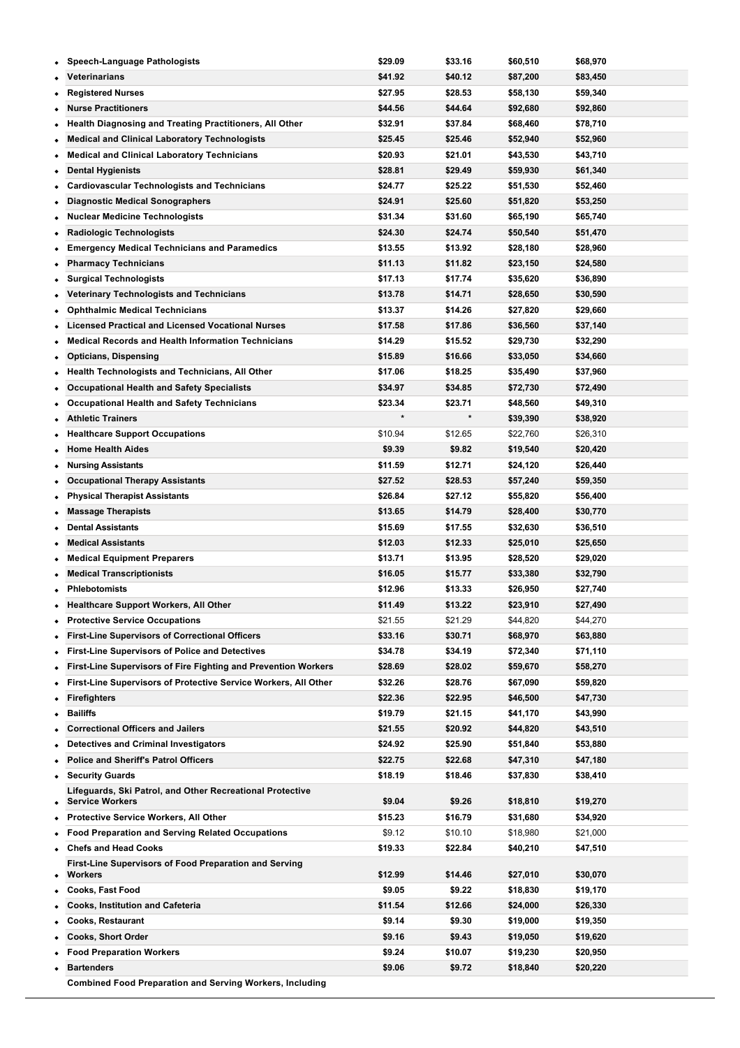| Occupation | | | | |
|---|---|---|---|---|
| Speech-Language Pathologists | $29.09 | $33.16 | $60,510 | $68,970 |
| Veterinarians | $41.92 | $40.12 | $87,200 | $83,450 |
| Registered Nurses | $27.95 | $28.53 | $58,130 | $59,340 |
| Nurse Practitioners | $44.56 | $44.64 | $92,680 | $92,860 |
| Health Diagnosing and Treating Practitioners, All Other | $32.91 | $37.84 | $68,460 | $78,710 |
| Medical and Clinical Laboratory Technologists | $25.45 | $25.46 | $52,940 | $52,960 |
| Medical and Clinical Laboratory Technicians | $20.93 | $21.01 | $43,530 | $43,710 |
| Dental Hygienists | $28.81 | $29.49 | $59,930 | $61,340 |
| Cardiovascular Technologists and Technicians | $24.77 | $25.22 | $51,530 | $52,460 |
| Diagnostic Medical Sonographers | $24.91 | $25.60 | $51,820 | $53,250 |
| Nuclear Medicine Technologists | $31.34 | $31.60 | $65,190 | $65,740 |
| Radiologic Technologists | $24.30 | $24.74 | $50,540 | $51,470 |
| Emergency Medical Technicians and Paramedics | $13.55 | $13.92 | $28,180 | $28,960 |
| Pharmacy Technicians | $11.13 | $11.82 | $23,150 | $24,580 |
| Surgical Technologists | $17.13 | $17.74 | $35,620 | $36,890 |
| Veterinary Technologists and Technicians | $13.78 | $14.71 | $28,650 | $30,590 |
| Ophthalmic Medical Technicians | $13.37 | $14.26 | $27,820 | $29,660 |
| Licensed Practical and Licensed Vocational Nurses | $17.58 | $17.86 | $36,560 | $37,140 |
| Medical Records and Health Information Technicians | $14.29 | $15.52 | $29,730 | $32,290 |
| Opticians, Dispensing | $15.89 | $16.66 | $33,050 | $34,660 |
| Health Technologists and Technicians, All Other | $17.06 | $18.25 | $35,490 | $37,960 |
| Occupational Health and Safety Specialists | $34.97 | $34.85 | $72,730 | $72,490 |
| Occupational Health and Safety Technicians | $23.34 | $23.71 | $48,560 | $49,310 |
| Athletic Trainers | * | * | $39,390 | $38,920 |
| Healthcare Support Occupations | $10.94 | $12.65 | $22,760 | $26,310 |
| Home Health Aides | $9.39 | $9.82 | $19,540 | $20,420 |
| Nursing Assistants | $11.59 | $12.71 | $24,120 | $26,440 |
| Occupational Therapy Assistants | $27.52 | $28.53 | $57,240 | $59,350 |
| Physical Therapist Assistants | $26.84 | $27.12 | $55,820 | $56,400 |
| Massage Therapists | $13.65 | $14.79 | $28,400 | $30,770 |
| Dental Assistants | $15.69 | $17.55 | $32,630 | $36,510 |
| Medical Assistants | $12.03 | $12.33 | $25,010 | $25,650 |
| Medical Equipment Preparers | $13.71 | $13.95 | $28,520 | $29,020 |
| Medical Transcriptionists | $16.05 | $15.77 | $33,380 | $32,790 |
| Phlebotomists | $12.96 | $13.33 | $26,950 | $27,740 |
| Healthcare Support Workers, All Other | $11.49 | $13.22 | $23,910 | $27,490 |
| Protective Service Occupations | $21.55 | $21.29 | $44,820 | $44,270 |
| First-Line Supervisors of Correctional Officers | $33.16 | $30.71 | $68,970 | $63,880 |
| First-Line Supervisors of Police and Detectives | $34.78 | $34.19 | $72,340 | $71,110 |
| First-Line Supervisors of Fire Fighting and Prevention Workers | $28.69 | $28.02 | $59,670 | $58,270 |
| First-Line Supervisors of Protective Service Workers, All Other | $32.26 | $28.76 | $67,090 | $59,820 |
| Firefighters | $22.36 | $22.95 | $46,500 | $47,730 |
| Bailiffs | $19.79 | $21.15 | $41,170 | $43,990 |
| Correctional Officers and Jailers | $21.55 | $20.92 | $44,820 | $43,510 |
| Detectives and Criminal Investigators | $24.92 | $25.90 | $51,840 | $53,880 |
| Police and Sheriff's Patrol Officers | $22.75 | $22.68 | $47,310 | $47,180 |
| Security Guards | $18.19 | $18.46 | $37,830 | $38,410 |
| Lifeguards, Ski Patrol, and Other Recreational Protective Service Workers | $9.04 | $9.26 | $18,810 | $19,270 |
| Protective Service Workers, All Other | $15.23 | $16.79 | $31,680 | $34,920 |
| Food Preparation and Serving Related Occupations | $9.12 | $10.10 | $18,980 | $21,000 |
| Chefs and Head Cooks | $19.33 | $22.84 | $40,210 | $47,510 |
| First-Line Supervisors of Food Preparation and Serving Workers | $12.99 | $14.46 | $27,010 | $30,070 |
| Cooks, Fast Food | $9.05 | $9.22 | $18,830 | $19,170 |
| Cooks, Institution and Cafeteria | $11.54 | $12.66 | $24,000 | $26,330 |
| Cooks, Restaurant | $9.14 | $9.30 | $19,000 | $19,350 |
| Cooks, Short Order | $9.16 | $9.43 | $19,050 | $19,620 |
| Food Preparation Workers | $9.24 | $10.07 | $19,230 | $20,950 |
| Bartenders | $9.06 | $9.72 | $18,840 | $20,220 |
| Combined Food Preparation and Serving Workers, Including | | | | |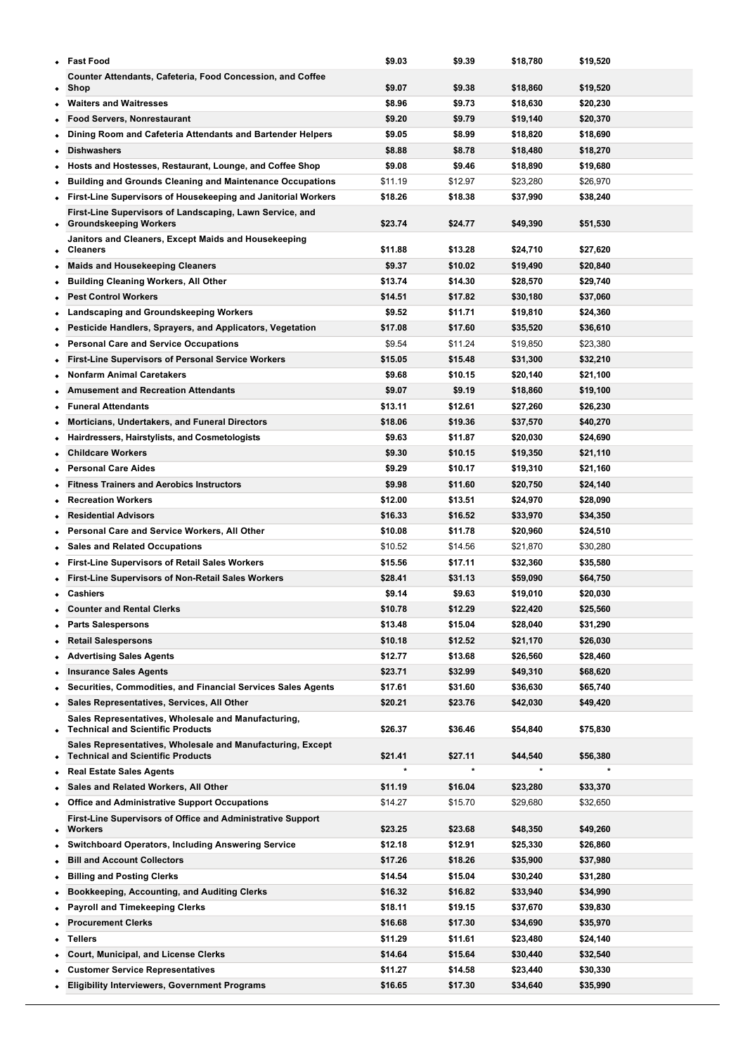| Occupation | | | | |
|---|---|---|---|---|
| Fast Food | $9.03 | $9.39 | $18,780 | $19,520 |
| Counter Attendants, Cafeteria, Food Concession, and Coffee Shop | $9.07 | $9.38 | $18,860 | $19,520 |
| Waiters and Waitresses | $8.96 | $9.73 | $18,630 | $20,230 |
| Food Servers, Nonrestaurant | $9.20 | $9.79 | $19,140 | $20,370 |
| Dining Room and Cafeteria Attendants and Bartender Helpers | $9.05 | $8.99 | $18,820 | $18,690 |
| Dishwashers | $8.88 | $8.78 | $18,480 | $18,270 |
| Hosts and Hostesses, Restaurant, Lounge, and Coffee Shop | $9.08 | $9.46 | $18,890 | $19,680 |
| Building and Grounds Cleaning and Maintenance Occupations | $11.19 | $12.97 | $23,280 | $26,970 |
| First-Line Supervisors of Housekeeping and Janitorial Workers | $18.26 | $18.38 | $37,990 | $38,240 |
| First-Line Supervisors of Landscaping, Lawn Service, and Groundskeeping Workers | $23.74 | $24.77 | $49,390 | $51,530 |
| Janitors and Cleaners, Except Maids and Housekeeping Cleaners | $11.88 | $13.28 | $24,710 | $27,620 |
| Maids and Housekeeping Cleaners | $9.37 | $10.02 | $19,490 | $20,840 |
| Building Cleaning Workers, All Other | $13.74 | $14.30 | $28,570 | $29,740 |
| Pest Control Workers | $14.51 | $17.82 | $30,180 | $37,060 |
| Landscaping and Groundskeeping Workers | $9.52 | $11.71 | $19,810 | $24,360 |
| Pesticide Handlers, Sprayers, and Applicators, Vegetation | $17.08 | $17.60 | $35,520 | $36,610 |
| Personal Care and Service Occupations | $9.54 | $11.24 | $19,850 | $23,380 |
| First-Line Supervisors of Personal Service Workers | $15.05 | $15.48 | $31,300 | $32,210 |
| Nonfarm Animal Caretakers | $9.68 | $10.15 | $20,140 | $21,100 |
| Amusement and Recreation Attendants | $9.07 | $9.19 | $18,860 | $19,100 |
| Funeral Attendants | $13.11 | $12.61 | $27,260 | $26,230 |
| Morticians, Undertakers, and Funeral Directors | $18.06 | $19.36 | $37,570 | $40,270 |
| Hairdressers, Hairstylists, and Cosmetologists | $9.63 | $11.87 | $20,030 | $24,690 |
| Childcare Workers | $9.30 | $10.15 | $19,350 | $21,110 |
| Personal Care Aides | $9.29 | $10.17 | $19,310 | $21,160 |
| Fitness Trainers and Aerobics Instructors | $9.98 | $11.60 | $20,750 | $24,140 |
| Recreation Workers | $12.00 | $13.51 | $24,970 | $28,090 |
| Residential Advisors | $16.33 | $16.52 | $33,970 | $34,350 |
| Personal Care and Service Workers, All Other | $10.08 | $11.78 | $20,960 | $24,510 |
| Sales and Related Occupations | $10.52 | $14.56 | $21,870 | $30,280 |
| First-Line Supervisors of Retail Sales Workers | $15.56 | $17.11 | $32,360 | $35,580 |
| First-Line Supervisors of Non-Retail Sales Workers | $28.41 | $31.13 | $59,090 | $64,750 |
| Cashiers | $9.14 | $9.63 | $19,010 | $20,030 |
| Counter and Rental Clerks | $10.78 | $12.29 | $22,420 | $25,560 |
| Parts Salespersons | $13.48 | $15.04 | $28,040 | $31,290 |
| Retail Salespersons | $10.18 | $12.52 | $21,170 | $26,030 |
| Advertising Sales Agents | $12.77 | $13.68 | $26,560 | $28,460 |
| Insurance Sales Agents | $23.71 | $32.99 | $49,310 | $68,620 |
| Securities, Commodities, and Financial Services Sales Agents | $17.61 | $31.60 | $36,630 | $65,740 |
| Sales Representatives, Services, All Other | $20.21 | $23.76 | $42,030 | $49,420 |
| Sales Representatives, Wholesale and Manufacturing, Technical and Scientific Products | $26.37 | $36.46 | $54,840 | $75,830 |
| Sales Representatives, Wholesale and Manufacturing, Except Technical and Scientific Products | $21.41 | $27.11 | $44,540 | $56,380 |
| Real Estate Sales Agents | * | * | * | * |
| Sales and Related Workers, All Other | $11.19 | $16.04 | $23,280 | $33,370 |
| Office and Administrative Support Occupations | $14.27 | $15.70 | $29,680 | $32,650 |
| First-Line Supervisors of Office and Administrative Support Workers | $23.25 | $23.68 | $48,350 | $49,260 |
| Switchboard Operators, Including Answering Service | $12.18 | $12.91 | $25,330 | $26,860 |
| Bill and Account Collectors | $17.26 | $18.26 | $35,900 | $37,980 |
| Billing and Posting Clerks | $14.54 | $15.04 | $30,240 | $31,280 |
| Bookkeeping, Accounting, and Auditing Clerks | $16.32 | $16.82 | $33,940 | $34,990 |
| Payroll and Timekeeping Clerks | $18.11 | $19.15 | $37,670 | $39,830 |
| Procurement Clerks | $16.68 | $17.30 | $34,690 | $35,970 |
| Tellers | $11.29 | $11.61 | $23,480 | $24,140 |
| Court, Municipal, and License Clerks | $14.64 | $15.64 | $30,440 | $32,540 |
| Customer Service Representatives | $11.27 | $14.58 | $23,440 | $30,330 |
| Eligibility Interviewers, Government Programs | $16.65 | $17.30 | $34,640 | $35,990 |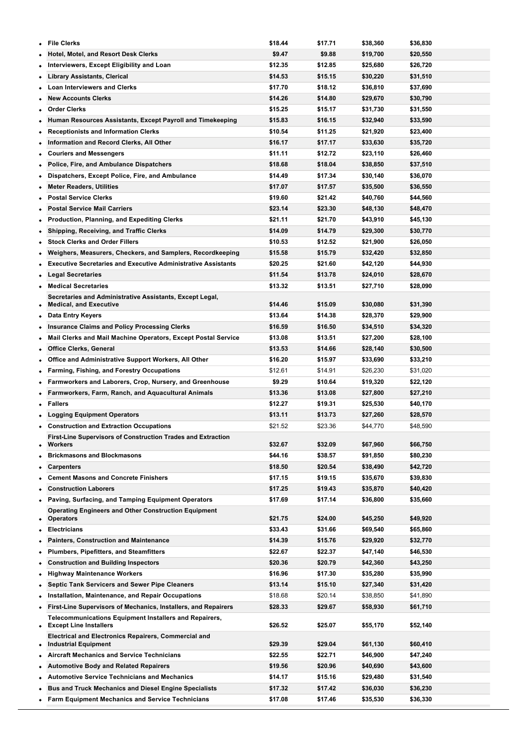| Occupation | | | | |
|---|---|---|---|---|
| File Clerks | $18.44 | $17.71 | $38,360 | $36,830 |
| Hotel, Motel, and Resort Desk Clerks | $9.47 | $9.88 | $19,700 | $20,550 |
| Interviewers, Except Eligibility and Loan | $12.35 | $12.85 | $25,680 | $26,720 |
| Library Assistants, Clerical | $14.53 | $15.15 | $30,220 | $31,510 |
| Loan Interviewers and Clerks | $17.70 | $18.12 | $36,810 | $37,690 |
| New Accounts Clerks | $14.26 | $14.80 | $29,670 | $30,790 |
| Order Clerks | $15.25 | $15.17 | $31,730 | $31,550 |
| Human Resources Assistants, Except Payroll and Timekeeping | $15.83 | $16.15 | $32,940 | $33,590 |
| Receptionists and Information Clerks | $10.54 | $11.25 | $21,920 | $23,400 |
| Information and Record Clerks, All Other | $16.17 | $17.17 | $33,630 | $35,720 |
| Couriers and Messengers | $11.11 | $12.72 | $23,110 | $26,460 |
| Police, Fire, and Ambulance Dispatchers | $18.68 | $18.04 | $38,850 | $37,510 |
| Dispatchers, Except Police, Fire, and Ambulance | $14.49 | $17.34 | $30,140 | $36,070 |
| Meter Readers, Utilities | $17.07 | $17.57 | $35,500 | $36,550 |
| Postal Service Clerks | $19.60 | $21.42 | $40,760 | $44,560 |
| Postal Service Mail Carriers | $23.14 | $23.30 | $48,130 | $48,470 |
| Production, Planning, and Expediting Clerks | $21.11 | $21.70 | $43,910 | $45,130 |
| Shipping, Receiving, and Traffic Clerks | $14.09 | $14.79 | $29,300 | $30,770 |
| Stock Clerks and Order Fillers | $10.53 | $12.52 | $21,900 | $26,050 |
| Weighers, Measurers, Checkers, and Samplers, Recordkeeping | $15.58 | $15.79 | $32,420 | $32,850 |
| Executive Secretaries and Executive Administrative Assistants | $20.25 | $21.60 | $42,120 | $44,930 |
| Legal Secretaries | $11.54 | $13.78 | $24,010 | $28,670 |
| Medical Secretaries | $13.32 | $13.51 | $27,710 | $28,090 |
| Secretaries and Administrative Assistants, Except Legal, Medical, and Executive | $14.46 | $15.09 | $30,080 | $31,390 |
| Data Entry Keyers | $13.64 | $14.38 | $28,370 | $29,900 |
| Insurance Claims and Policy Processing Clerks | $16.59 | $16.50 | $34,510 | $34,320 |
| Mail Clerks and Mail Machine Operators, Except Postal Service | $13.08 | $13.51 | $27,200 | $28,100 |
| Office Clerks, General | $13.53 | $14.66 | $28,140 | $30,500 |
| Office and Administrative Support Workers, All Other | $16.20 | $15.97 | $33,690 | $33,210 |
| Farming, Fishing, and Forestry Occupations | $12.61 | $14.91 | $26,230 | $31,020 |
| Farmworkers and Laborers, Crop, Nursery, and Greenhouse | $9.29 | $10.64 | $19,320 | $22,120 |
| Farmworkers, Farm, Ranch, and Aquacultural Animals | $13.36 | $13.08 | $27,800 | $27,210 |
| Fallers | $12.27 | $19.31 | $25,530 | $40,170 |
| Logging Equipment Operators | $13.11 | $13.73 | $27,260 | $28,570 |
| Construction and Extraction Occupations | $21.52 | $23.36 | $44,770 | $48,590 |
| First-Line Supervisors of Construction Trades and Extraction Workers | $32.67 | $32.09 | $67,960 | $66,750 |
| Brickmasons and Blockmasons | $44.16 | $38.57 | $91,850 | $80,230 |
| Carpenters | $18.50 | $20.54 | $38,490 | $42,720 |
| Cement Masons and Concrete Finishers | $17.15 | $19.15 | $35,670 | $39,830 |
| Construction Laborers | $17.25 | $19.43 | $35,870 | $40,420 |
| Paving, Surfacing, and Tamping Equipment Operators | $17.69 | $17.14 | $36,800 | $35,660 |
| Operating Engineers and Other Construction Equipment Operators | $21.75 | $24.00 | $45,250 | $49,920 |
| Electricians | $33.43 | $31.66 | $69,540 | $65,860 |
| Painters, Construction and Maintenance | $14.39 | $15.76 | $29,920 | $32,770 |
| Plumbers, Pipefitters, and Steamfitters | $22.67 | $22.37 | $47,140 | $46,530 |
| Construction and Building Inspectors | $20.36 | $20.79 | $42,360 | $43,250 |
| Highway Maintenance Workers | $16.96 | $17.30 | $35,280 | $35,990 |
| Septic Tank Servicers and Sewer Pipe Cleaners | $13.14 | $15.10 | $27,340 | $31,420 |
| Installation, Maintenance, and Repair Occupations | $18.68 | $20.14 | $38,850 | $41,890 |
| First-Line Supervisors of Mechanics, Installers, and Repairers | $28.33 | $29.67 | $58,930 | $61,710 |
| Telecommunications Equipment Installers and Repairers, Except Line Installers | $26.52 | $25.07 | $55,170 | $52,140 |
| Electrical and Electronics Repairers, Commercial and Industrial Equipment | $29.39 | $29.04 | $61,130 | $60,410 |
| Aircraft Mechanics and Service Technicians | $22.55 | $22.71 | $46,900 | $47,240 |
| Automotive Body and Related Repairers | $19.56 | $20.96 | $40,690 | $43,600 |
| Automotive Service Technicians and Mechanics | $14.17 | $15.16 | $29,480 | $31,540 |
| Bus and Truck Mechanics and Diesel Engine Specialists | $17.32 | $17.42 | $36,030 | $36,230 |
| Farm Equipment Mechanics and Service Technicians | $17.08 | $17.46 | $35,530 | $36,330 |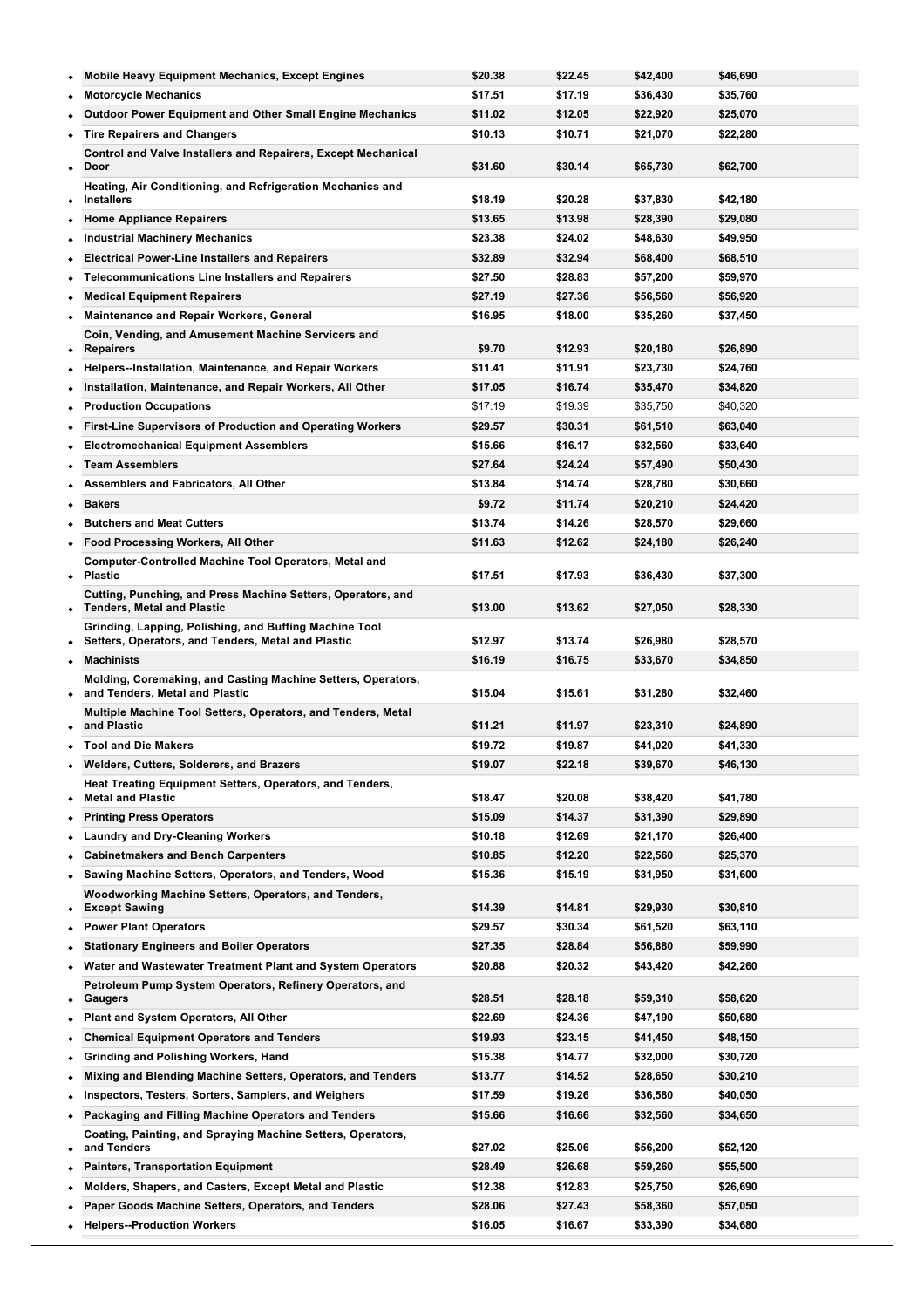| Occupation | | | | |
|---|---|---|---|---|
| **Mobile Heavy Equipment Mechanics, Except Engines** | **$20.38** | **$22.45** | **$42,400** | **$46,690** |
| **Motorcycle Mechanics** | **$17.51** | **$17.19** | **$36,430** | **$35,760** |
| **Outdoor Power Equipment and Other Small Engine Mechanics** | **$11.02** | **$12.05** | **$22,920** | **$25,070** |
| **Tire Repairers and Changers** | **$10.13** | **$10.71** | **$21,070** | **$22,280** |
| **Control and Valve Installers and Repairers, Except Mechanical Door** | **$31.60** | **$30.14** | **$65,730** | **$62,700** |
| **Heating, Air Conditioning, and Refrigeration Mechanics and Installers** | **$18.19** | **$20.28** | **$37,830** | **$42,180** |
| **Home Appliance Repairers** | **$13.65** | **$13.98** | **$28,390** | **$29,080** |
| **Industrial Machinery Mechanics** | **$23.38** | **$24.02** | **$48,630** | **$49,950** |
| **Electrical Power-Line Installers and Repairers** | **$32.89** | **$32.94** | **$68,400** | **$68,510** |
| **Telecommunications Line Installers and Repairers** | **$27.50** | **$28.83** | **$57,200** | **$59,970** |
| **Medical Equipment Repairers** | **$27.19** | **$27.36** | **$56,560** | **$56,920** |
| **Maintenance and Repair Workers, General** | **$16.95** | **$18.00** | **$35,260** | **$37,450** |
| **Coin, Vending, and Amusement Machine Servicers and Repairers** | **$9.70** | **$12.93** | **$20,180** | **$26,890** |
| **Helpers--Installation, Maintenance, and Repair Workers** | **$11.41** | **$11.91** | **$23,730** | **$24,760** |
| **Installation, Maintenance, and Repair Workers, All Other** | **$17.05** | **$16.74** | **$35,470** | **$34,820** |
| **Production Occupations** | $17.19 | $19.39 | $35,750 | $40,320 |
| **First-Line Supervisors of Production and Operating Workers** | **$29.57** | **$30.31** | **$61,510** | **$63,040** |
| **Electromechanical Equipment Assemblers** | **$15.66** | **$16.17** | **$32,560** | **$33,640** |
| **Team Assemblers** | **$27.64** | **$24.24** | **$57,490** | **$50,430** |
| **Assemblers and Fabricators, All Other** | **$13.84** | **$14.74** | **$28,780** | **$30,660** |
| **Bakers** | **$9.72** | **$11.74** | **$20,210** | **$24,420** |
| **Butchers and Meat Cutters** | **$13.74** | **$14.26** | **$28,570** | **$29,660** |
| **Food Processing Workers, All Other** | **$11.63** | **$12.62** | **$24,180** | **$26,240** |
| **Computer-Controlled Machine Tool Operators, Metal and Plastic** | **$17.51** | **$17.93** | **$36,430** | **$37,300** |
| **Cutting, Punching, and Press Machine Setters, Operators, and Tenders, Metal and Plastic** | **$13.00** | **$13.62** | **$27,050** | **$28,330** |
| **Grinding, Lapping, Polishing, and Buffing Machine Tool Setters, Operators, and Tenders, Metal and Plastic** | **$12.97** | **$13.74** | **$26,980** | **$28,570** |
| **Machinists** | **$16.19** | **$16.75** | **$33,670** | **$34,850** |
| **Molding, Coremaking, and Casting Machine Setters, Operators, and Tenders, Metal and Plastic** | **$15.04** | **$15.61** | **$31,280** | **$32,460** |
| **Multiple Machine Tool Setters, Operators, and Tenders, Metal and Plastic** | **$11.21** | **$11.97** | **$23,310** | **$24,890** |
| **Tool and Die Makers** | **$19.72** | **$19.87** | **$41,020** | **$41,330** |
| **Welders, Cutters, Solderers, and Brazers** | **$19.07** | **$22.18** | **$39,670** | **$46,130** |
| **Heat Treating Equipment Setters, Operators, and Tenders, Metal and Plastic** | **$18.47** | **$20.08** | **$38,420** | **$41,780** |
| **Printing Press Operators** | **$15.09** | **$14.37** | **$31,390** | **$29,890** |
| **Laundry and Dry-Cleaning Workers** | **$10.18** | **$12.69** | **$21,170** | **$26,400** |
| **Cabinetmakers and Bench Carpenters** | **$10.85** | **$12.20** | **$22,560** | **$25,370** |
| **Sawing Machine Setters, Operators, and Tenders, Wood** | **$15.36** | **$15.19** | **$31,950** | **$31,600** |
| **Woodworking Machine Setters, Operators, and Tenders, Except Sawing** | **$14.39** | **$14.81** | **$29,930** | **$30,810** |
| **Power Plant Operators** | **$29.57** | **$30.34** | **$61,520** | **$63,110** |
| **Stationary Engineers and Boiler Operators** | **$27.35** | **$28.84** | **$56,880** | **$59,990** |
| **Water and Wastewater Treatment Plant and System Operators** | **$20.88** | **$20.32** | **$43,420** | **$42,260** |
| **Petroleum Pump System Operators, Refinery Operators, and Gaugers** | **$28.51** | **$28.18** | **$59,310** | **$58,620** |
| **Plant and System Operators, All Other** | **$22.69** | **$24.36** | **$47,190** | **$50,680** |
| **Chemical Equipment Operators and Tenders** | **$19.93** | **$23.15** | **$41,450** | **$48,150** |
| **Grinding and Polishing Workers, Hand** | **$15.38** | **$14.77** | **$32,000** | **$30,720** |
| **Mixing and Blending Machine Setters, Operators, and Tenders** | **$13.77** | **$14.52** | **$28,650** | **$30,210** |
| **Inspectors, Testers, Sorters, Samplers, and Weighers** | **$17.59** | **$19.26** | **$36,580** | **$40,050** |
| **Packaging and Filling Machine Operators and Tenders** | **$15.66** | **$16.66** | **$32,560** | **$34,650** |
| **Coating, Painting, and Spraying Machine Setters, Operators, and Tenders** | **$27.02** | **$25.06** | **$56,200** | **$52,120** |
| **Painters, Transportation Equipment** | **$28.49** | **$26.68** | **$59,260** | **$55,500** |
| **Molders, Shapers, and Casters, Except Metal and Plastic** | **$12.38** | **$12.83** | **$25,750** | **$26,690** |
| **Paper Goods Machine Setters, Operators, and Tenders** | **$28.06** | **$27.43** | **$58,360** | **$57,050** |
| **Helpers--Production Workers** | **$16.05** | **$16.67** | **$33,390** | **$34,680** |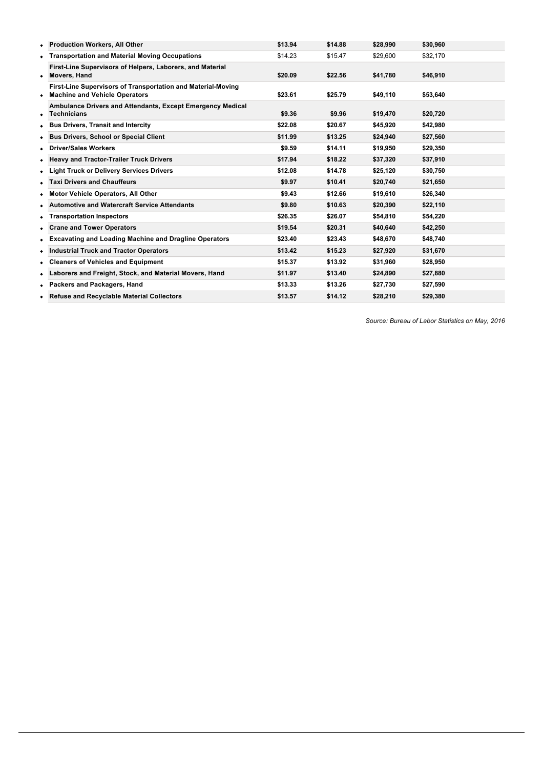| | | | | |
|---|---|---|---|---|
| **Production Workers, All Other** | **$13.94** | **$14.88** | **$28,990** | **$30,960** |
| **Transportation and Material Moving Occupations** | $14.23 | $15.47 | $29,600 | $32,170 |
| **First-Line Supervisors of Helpers, Laborers, and Material Movers, Hand** | **$20.09** | **$22.56** | **$41,780** | **$46,910** |
| **First-Line Supervisors of Transportation and Material-Moving Machine and Vehicle Operators** | **$23.61** | **$25.79** | **$49,110** | **$53,640** |
| **Ambulance Drivers and Attendants, Except Emergency Medical Technicians** | **$9.36** | **$9.96** | **$19,470** | **$20,720** |
| **Bus Drivers, Transit and Intercity** | **$22.08** | **$20.67** | **$45,920** | **$42,980** |
| **Bus Drivers, School or Special Client** | **$11.99** | **$13.25** | **$24,940** | **$27,560** |
| **Driver/Sales Workers** | **$9.59** | **$14.11** | **$19,950** | **$29,350** |
| **Heavy and Tractor-Trailer Truck Drivers** | **$17.94** | **$18.22** | **$37,320** | **$37,910** |
| **Light Truck or Delivery Services Drivers** | **$12.08** | **$14.78** | **$25,120** | **$30,750** |
| **Taxi Drivers and Chauffeurs** | **$9.97** | **$10.41** | **$20,740** | **$21,650** |
| **Motor Vehicle Operators, All Other** | **$9.43** | **$12.66** | **$19,610** | **$26,340** |
| **Automotive and Watercraft Service Attendants** | **$9.80** | **$10.63** | **$20,390** | **$22,110** |
| **Transportation Inspectors** | **$26.35** | **$26.07** | **$54,810** | **$54,220** |
| **Crane and Tower Operators** | **$19.54** | **$20.31** | **$40,640** | **$42,250** |
| **Excavating and Loading Machine and Dragline Operators** | **$23.40** | **$23.43** | **$48,670** | **$48,740** |
| **Industrial Truck and Tractor Operators** | **$13.42** | **$15.23** | **$27,920** | **$31,670** |
| **Cleaners of Vehicles and Equipment** | **$15.37** | **$13.92** | **$31,960** | **$28,950** |
| **Laborers and Freight, Stock, and Material Movers, Hand** | **$11.97** | **$13.40** | **$24,890** | **$27,880** |
| **Packers and Packagers, Hand** | **$13.33** | **$13.26** | **$27,730** | **$27,590** |
| **Refuse and Recyclable Material Collectors** | **$13.57** | **$14.12** | **$28,210** | **$29,380** |

*Source: Bureau of Labor Statistics on May, 2016*